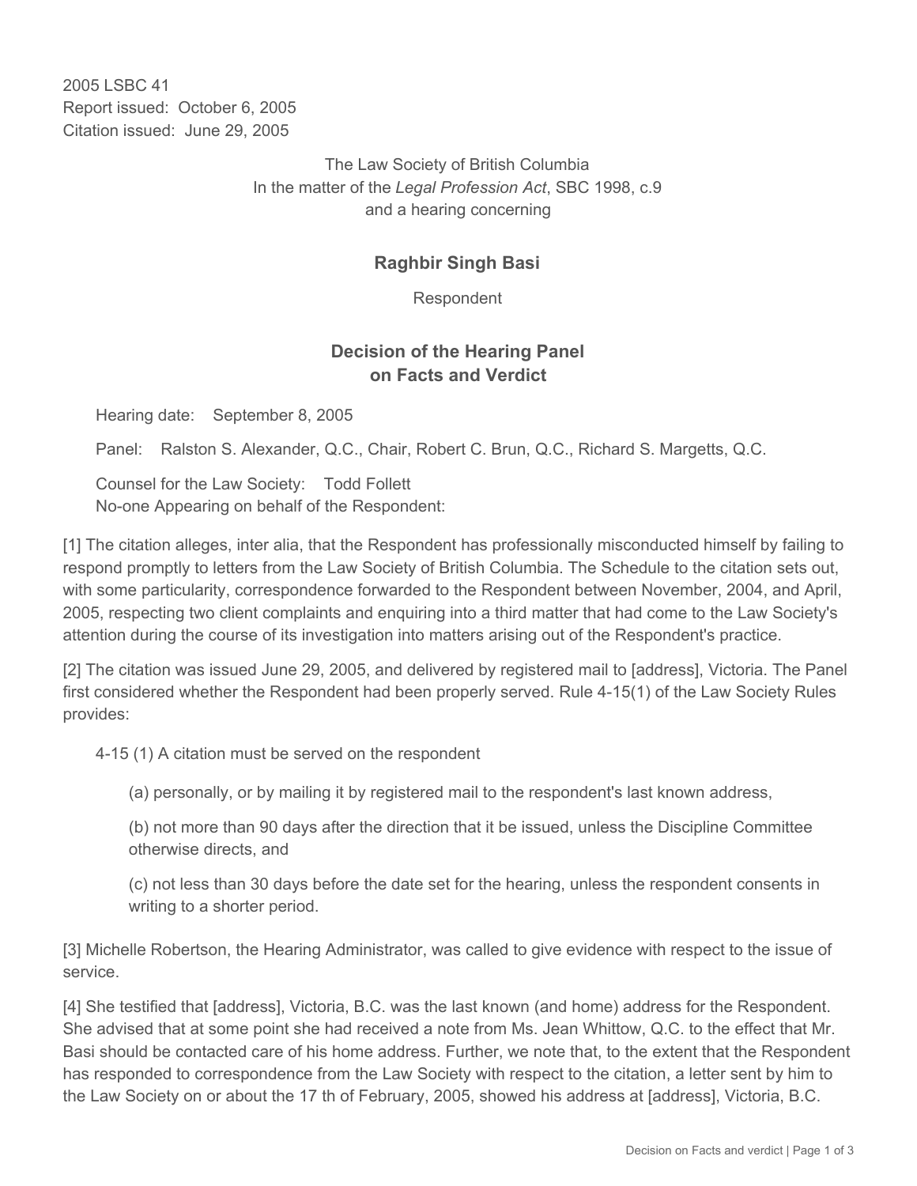2005 LSBC 41
Report issued: October 6, 2005
Citation issued: June 29, 2005

The Law Society of British Columbia
In the matter of the *Legal Profession Act*, SBC 1998, c.9
and a hearing concerning

## Raghbir Singh Basi

Respondent

## Decision of the Hearing Panel on Facts and Verdict

Hearing date: September 8, 2005

Panel: Ralston S. Alexander, Q.C., Chair, Robert C. Brun, Q.C., Richard S. Margetts, Q.C.

Counsel for the Law Society: Todd Follett
No-one Appearing on behalf of the Respondent:

[1] The citation alleges, inter alia, that the Respondent has professionally misconducted himself by failing to respond promptly to letters from the Law Society of British Columbia. The Schedule to the citation sets out, with some particularity, correspondence forwarded to the Respondent between November, 2004, and April, 2005, respecting two client complaints and enquiring into a third matter that had come to the Law Society's attention during the course of its investigation into matters arising out of the Respondent's practice.

[2] The citation was issued June 29, 2005, and delivered by registered mail to [address], Victoria. The Panel first considered whether the Respondent had been properly served. Rule 4-15(1) of the Law Society Rules provides:

> 4-15 (1) A citation must be served on the respondent
>
> (a) personally, or by mailing it by registered mail to the respondent's last known address,
>
> (b) not more than 90 days after the direction that it be issued, unless the Discipline Committee otherwise directs, and
>
> (c) not less than 30 days before the date set for the hearing, unless the respondent consents in writing to a shorter period.

[3] Michelle Robertson, the Hearing Administrator, was called to give evidence with respect to the issue of service.

[4] She testified that [address], Victoria, B.C. was the last known (and home) address for the Respondent. She advised that at some point she had received a note from Ms. Jean Whittow, Q.C. to the effect that Mr. Basi should be contacted care of his home address. Further, we note that, to the extent that the Respondent has responded to correspondence from the Law Society with respect to the citation, a letter sent by him to the Law Society on or about the 17 th of February, 2005, showed his address at [address], Victoria, B.C.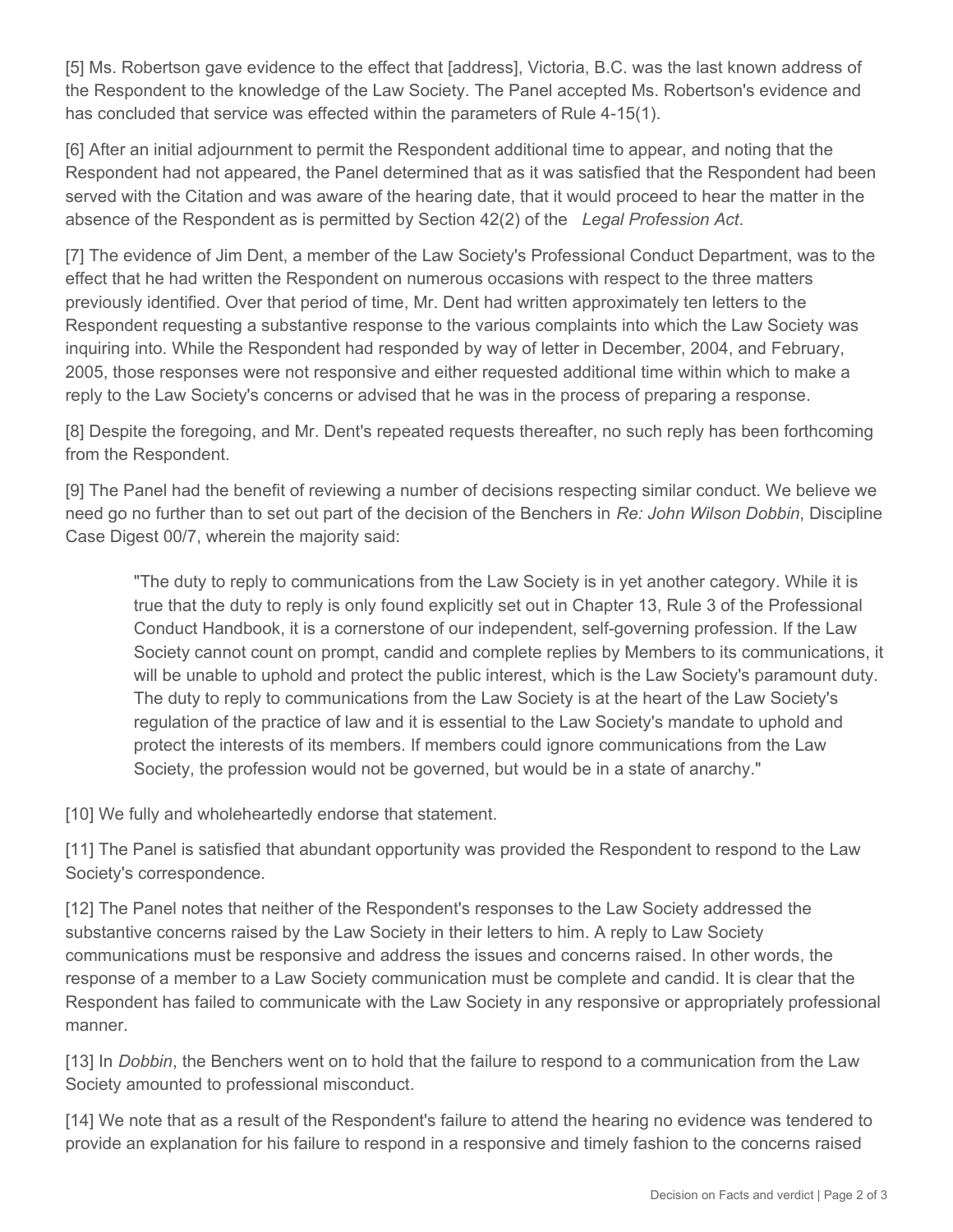[5] Ms. Robertson gave evidence to the effect that [address], Victoria, B.C. was the last known address of the Respondent to the knowledge of the Law Society. The Panel accepted Ms. Robertson's evidence and has concluded that service was effected within the parameters of Rule 4-15(1).

[6] After an initial adjournment to permit the Respondent additional time to appear, and noting that the Respondent had not appeared, the Panel determined that as it was satisfied that the Respondent had been served with the Citation and was aware of the hearing date, that it would proceed to hear the matter in the absence of the Respondent as is permitted by Section 42(2) of the *Legal Profession Act*.

[7] The evidence of Jim Dent, a member of the Law Society's Professional Conduct Department, was to the effect that he had written the Respondent on numerous occasions with respect to the three matters previously identified. Over that period of time, Mr. Dent had written approximately ten letters to the Respondent requesting a substantive response to the various complaints into which the Law Society was inquiring into. While the Respondent had responded by way of letter in December, 2004, and February, 2005, those responses were not responsive and either requested additional time within which to make a reply to the Law Society's concerns or advised that he was in the process of preparing a response.

[8] Despite the foregoing, and Mr. Dent's repeated requests thereafter, no such reply has been forthcoming from the Respondent.

[9] The Panel had the benefit of reviewing a number of decisions respecting similar conduct. We believe we need go no further than to set out part of the decision of the Benchers in *Re: John Wilson Dobbin*, Discipline Case Digest 00/7, wherein the majority said:

> "The duty to reply to communications from the Law Society is in yet another category. While it is true that the duty to reply is only found explicitly set out in Chapter 13, Rule 3 of the Professional Conduct Handbook, it is a cornerstone of our independent, self-governing profession. If the Law Society cannot count on prompt, candid and complete replies by Members to its communications, it will be unable to uphold and protect the public interest, which is the Law Society's paramount duty. The duty to reply to communications from the Law Society is at the heart of the Law Society's regulation of the practice of law and it is essential to the Law Society's mandate to uphold and protect the interests of its members. If members could ignore communications from the Law Society, the profession would not be governed, but would be in a state of anarchy."

[10] We fully and wholeheartedly endorse that statement.

[11] The Panel is satisfied that abundant opportunity was provided the Respondent to respond to the Law Society's correspondence.

[12] The Panel notes that neither of the Respondent's responses to the Law Society addressed the substantive concerns raised by the Law Society in their letters to him. A reply to Law Society communications must be responsive and address the issues and concerns raised. In other words, the response of a member to a Law Society communication must be complete and candid. It is clear that the Respondent has failed to communicate with the Law Society in any responsive or appropriately professional manner.

[13] In *Dobbin*, the Benchers went on to hold that the failure to respond to a communication from the Law Society amounted to professional misconduct.

[14] We note that as a result of the Respondent's failure to attend the hearing no evidence was tendered to provide an explanation for his failure to respond in a responsive and timely fashion to the concerns raised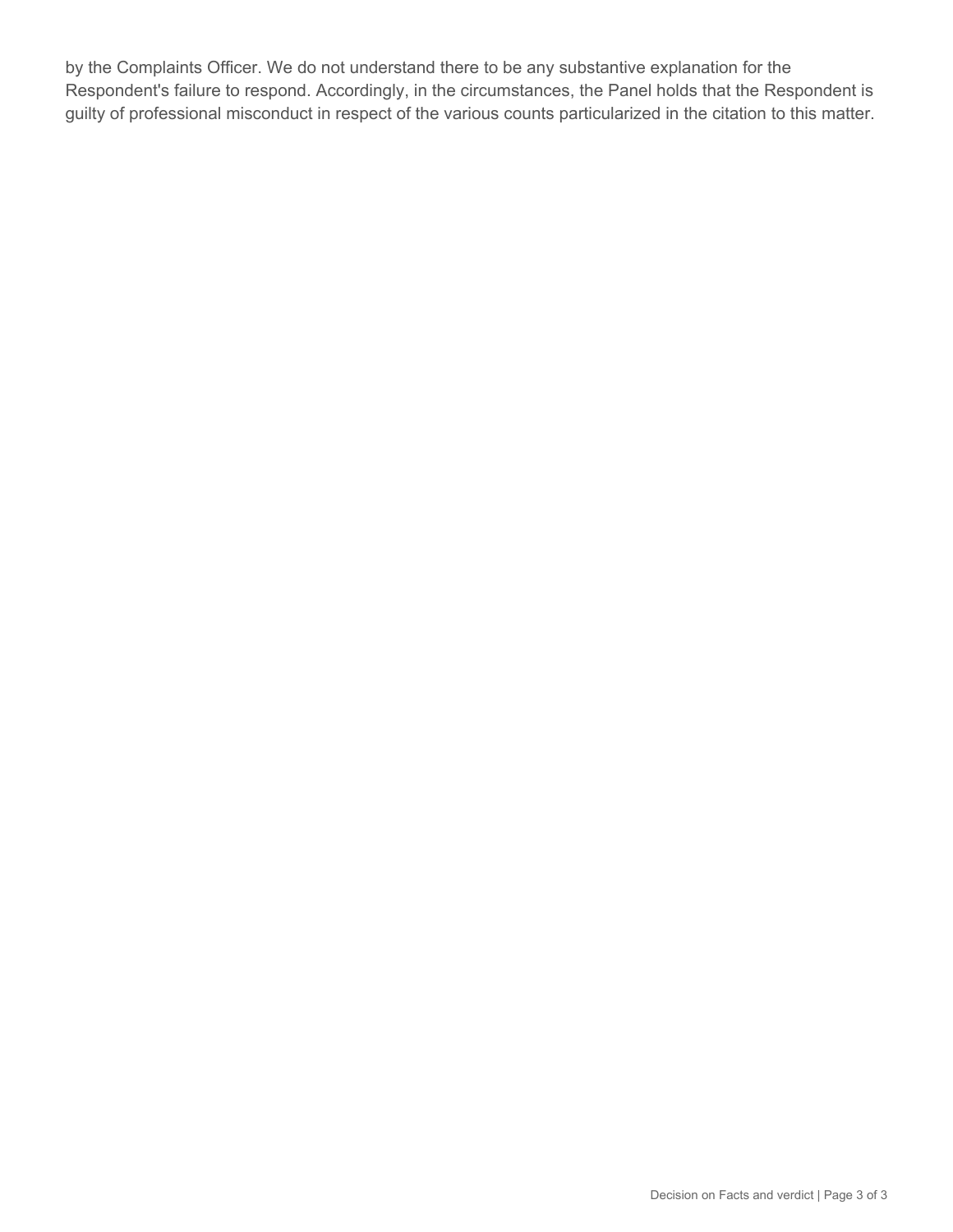by the Complaints Officer. We do not understand there to be any substantive explanation for the Respondent's failure to respond. Accordingly, in the circumstances, the Panel holds that the Respondent is guilty of professional misconduct in respect of the various counts particularized in the citation to this matter.